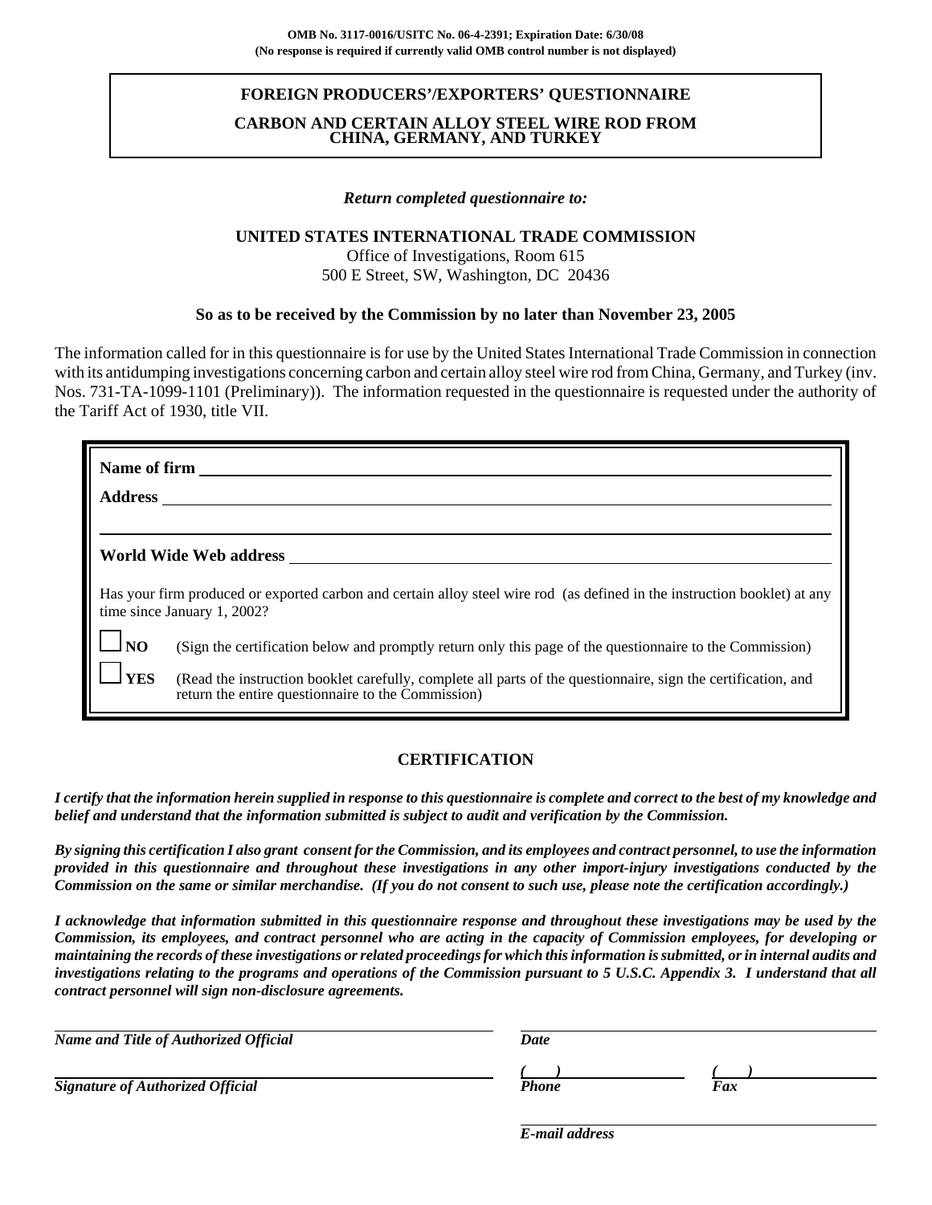OMB No. 3117-0016/USITC No. 06-4-2391; Expiration Date: 6/30/08
(No response is required if currently valid OMB control number is not displayed)

# FOREIGN PRODUCERS'/EXPORTERS' QUESTIONNAIRE

## CARBON AND CERTAIN ALLOY STEEL WIRE ROD FROM CHINA, GERMANY, AND TURKEY

*Return completed questionnaire to:*

**UNITED STATES INTERNATIONAL TRADE COMMISSION**
Office of Investigations, Room 615
500 E Street, SW, Washington, DC 20436

**So as to be received by the Commission by no later than November 23, 2005**

The information called for in this questionnaire is for use by the United States International Trade Commission in connection with its antidumping investigations concerning carbon and certain alloy steel wire rod from China, Germany, and Turkey (inv. Nos. 731-TA-1099-1101 (Preliminary)). The information requested in the questionnaire is requested under the authority of the Tariff Act of 1930, title VII.

**Name of firm** ______________________________

**Address** ______________________________

______________________________

**World Wide Web address** ______________________________

Has your firm produced or exported carbon and certain alloy steel wire rod (as defined in the instruction booklet) at any time since January 1, 2002?

☐ **NO** (Sign the certification below and promptly return only this page of the questionnaire to the Commission)

☐ **YES** (Read the instruction booklet carefully, complete all parts of the questionnaire, sign the certification, and return the entire questionnaire to the Commission)

## CERTIFICATION

***I certify that the information herein supplied in response to this questionnaire is complete and correct to the best of my knowledge and belief and understand that the information submitted is subject to audit and verification by the Commission.***

***By signing this certification I also grant consent for the Commission, and its employees and contract personnel, to use the information provided in this questionnaire and throughout these investigations in any other import-injury investigations conducted by the Commission on the same or similar merchandise. (If you do not consent to such use, please note the certification accordingly.)***

***I acknowledge that information submitted in this questionnaire response and throughout these investigations may be used by the Commission, its employees, and contract personnel who are acting in the capacity of Commission employees, for developing or maintaining the records of these investigations or related proceedings for which this information is submitted, or in internal audits and investigations relating to the programs and operations of the Commission pursuant to 5 U.S.C. Appendix 3. I understand that all contract personnel will sign non-disclosure agreements.***

______________________________
***Name and Title of Authorized Official***

______________________________
***Date***

______________________________
***Signature of Authorized Official***

***(   )*** ______________________________
***Phone***

***(   )*** ______________________________
***Fax***

______________________________
***E-mail address***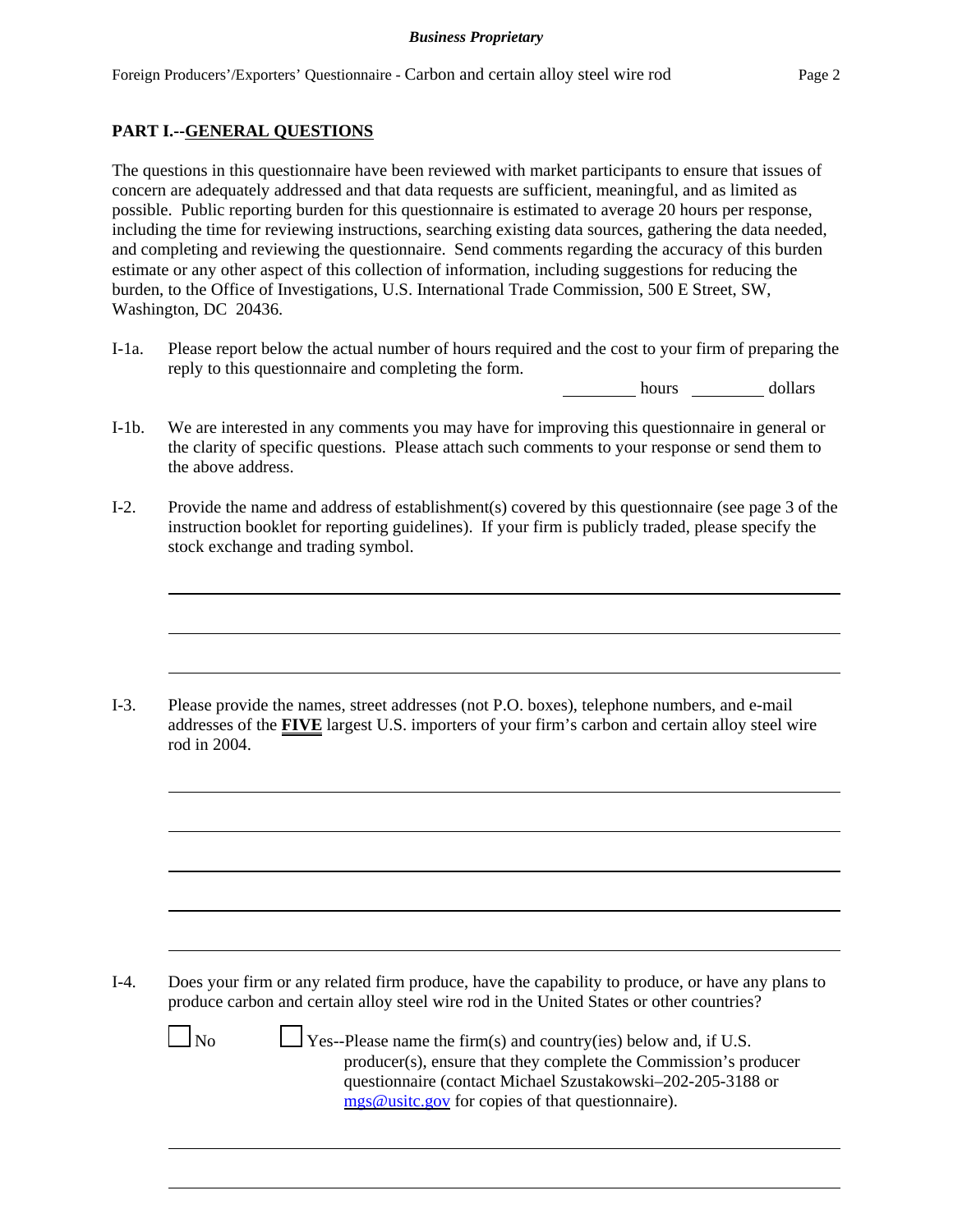## PART I.--GENERAL QUESTIONS

The questions in this questionnaire have been reviewed with market participants to ensure that issues of concern are adequately addressed and that data requests are sufficient, meaningful, and as limited as possible. Public reporting burden for this questionnaire is estimated to average 20 hours per response, including the time for reviewing instructions, searching existing data sources, gathering the data needed, and completing and reviewing the questionnaire. Send comments regarding the accuracy of this burden estimate or any other aspect of this collection of information, including suggestions for reducing the burden, to the Office of Investigations, U.S. International Trade Commission, 500 E Street, SW, Washington, DC 20436.

I-1a. Please report below the actual number of hours required and the cost to your firm of preparing the reply to this questionnaire and completing the form.

\_\_\_\_\_\_\_\_ hours \_\_\_\_\_\_\_\_ dollars

I-1b. We are interested in any comments you may have for improving this questionnaire in general or the clarity of specific questions. Please attach such comments to your response or send them to the above address.

I-2. Provide the name and address of establishment(s) covered by this questionnaire (see page 3 of the instruction booklet for reporting guidelines). If your firm is publicly traded, please specify the stock exchange and trading symbol.

\_\_\_\_\_\_\_\_\_\_\_\_\_\_\_\_\_\_\_\_\_\_\_\_\_\_\_\_\_\_\_\_\_\_\_\_\_\_\_\_\_\_\_\_\_\_\_\_\_\_\_\_\_\_\_\_\_\_\_\_

\_\_\_\_\_\_\_\_\_\_\_\_\_\_\_\_\_\_\_\_\_\_\_\_\_\_\_\_\_\_\_\_\_\_\_\_\_\_\_\_\_\_\_\_\_\_\_\_\_\_\_\_\_\_\_\_\_\_\_\_

\_\_\_\_\_\_\_\_\_\_\_\_\_\_\_\_\_\_\_\_\_\_\_\_\_\_\_\_\_\_\_\_\_\_\_\_\_\_\_\_\_\_\_\_\_\_\_\_\_\_\_\_\_\_\_\_\_\_\_\_

I-3. Please provide the names, street addresses (not P.O. boxes), telephone numbers, and e-mail addresses of the **FIVE** largest U.S. importers of your firm's carbon and certain alloy steel wire rod in 2004.

\_\_\_\_\_\_\_\_\_\_\_\_\_\_\_\_\_\_\_\_\_\_\_\_\_\_\_\_\_\_\_\_\_\_\_\_\_\_\_\_\_\_\_\_\_\_\_\_\_\_\_\_\_\_\_\_\_\_\_\_

\_\_\_\_\_\_\_\_\_\_\_\_\_\_\_\_\_\_\_\_\_\_\_\_\_\_\_\_\_\_\_\_\_\_\_\_\_\_\_\_\_\_\_\_\_\_\_\_\_\_\_\_\_\_\_\_\_\_\_\_

\_\_\_\_\_\_\_\_\_\_\_\_\_\_\_\_\_\_\_\_\_\_\_\_\_\_\_\_\_\_\_\_\_\_\_\_\_\_\_\_\_\_\_\_\_\_\_\_\_\_\_\_\_\_\_\_\_\_\_\_

\_\_\_\_\_\_\_\_\_\_\_\_\_\_\_\_\_\_\_\_\_\_\_\_\_\_\_\_\_\_\_\_\_\_\_\_\_\_\_\_\_\_\_\_\_\_\_\_\_\_\_\_\_\_\_\_\_\_\_\_

\_\_\_\_\_\_\_\_\_\_\_\_\_\_\_\_\_\_\_\_\_\_\_\_\_\_\_\_\_\_\_\_\_\_\_\_\_\_\_\_\_\_\_\_\_\_\_\_\_\_\_\_\_\_\_\_\_\_\_\_

I-4. Does your firm or any related firm produce, have the capability to produce, or have any plans to produce carbon and certain alloy steel wire rod in the United States or other countries?

☐ No ☐ Yes--Please name the firm(s) and country(ies) below and, if U.S. producer(s), ensure that they complete the Commission's producer questionnaire (contact Michael Szustakowski–202-205-3188 or mgs@usitc.gov for copies of that questionnaire).

\_\_\_\_\_\_\_\_\_\_\_\_\_\_\_\_\_\_\_\_\_\_\_\_\_\_\_\_\_\_\_\_\_\_\_\_\_\_\_\_\_\_\_\_\_\_\_\_\_\_\_\_\_\_\_\_\_\_\_\_

\_\_\_\_\_\_\_\_\_\_\_\_\_\_\_\_\_\_\_\_\_\_\_\_\_\_\_\_\_\_\_\_\_\_\_\_\_\_\_\_\_\_\_\_\_\_\_\_\_\_\_\_\_\_\_\_\_\_\_\_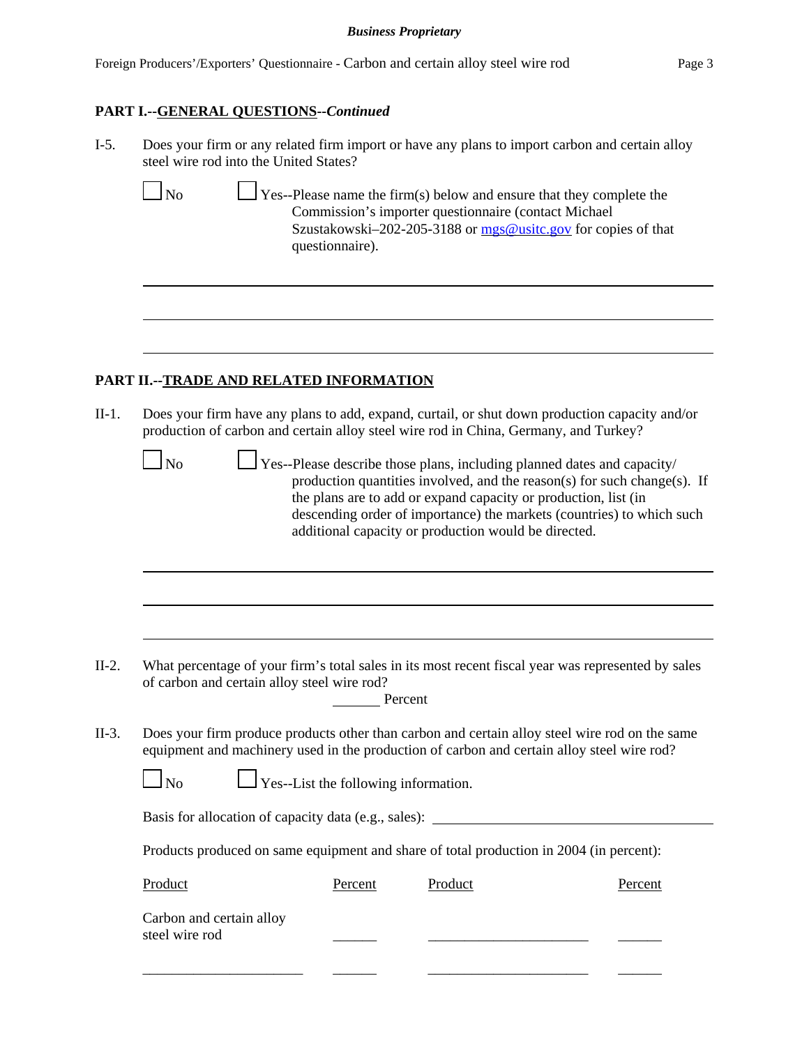**PART I.--GENERAL QUESTIONS--*Continued***

I-5. Does your firm or any related firm import or have any plans to import carbon and certain alloy steel wire rod into the United States?

☐ No ☐ Yes--Please name the firm(s) below and ensure that they complete the Commission's importer questionnaire (contact Michael Szustakowski–202-205-3188 or mgs@usitc.gov for copies of that questionnaire).

______________________________________________________________________

______________________________________________________________________

______________________________________________________________________

**PART II.--TRADE AND RELATED INFORMATION**

II-1. Does your firm have any plans to add, expand, curtail, or shut down production capacity and/or production of carbon and certain alloy steel wire rod in China, Germany, and Turkey?

☐ No ☐ Yes--Please describe those plans, including planned dates and capacity/ production quantities involved, and the reason(s) for such change(s). If the plans are to add or expand capacity or production, list (in descending order of importance) the markets (countries) to which such additional capacity or production would be directed.

______________________________________________________________________

______________________________________________________________________

______________________________________________________________________

II-2. What percentage of your firm's total sales in its most recent fiscal year was represented by sales of carbon and certain alloy steel wire rod?

_______ Percent

II-3. Does your firm produce products other than carbon and certain alloy steel wire rod on the same equipment and machinery used in the production of carbon and certain alloy steel wire rod?

☐ No ☐ Yes--List the following information.

Basis for allocation of capacity data (e.g., sales): ________________________________

Products produced on same equipment and share of total production in 2004 (in percent):

| Product | Percent | Product | Percent |
|---|---|---|---|
| Carbon and certain alloy steel wire rod | ______ | ______________________ | ______ |
| ______________________ | ______ | ______________________ | ______ |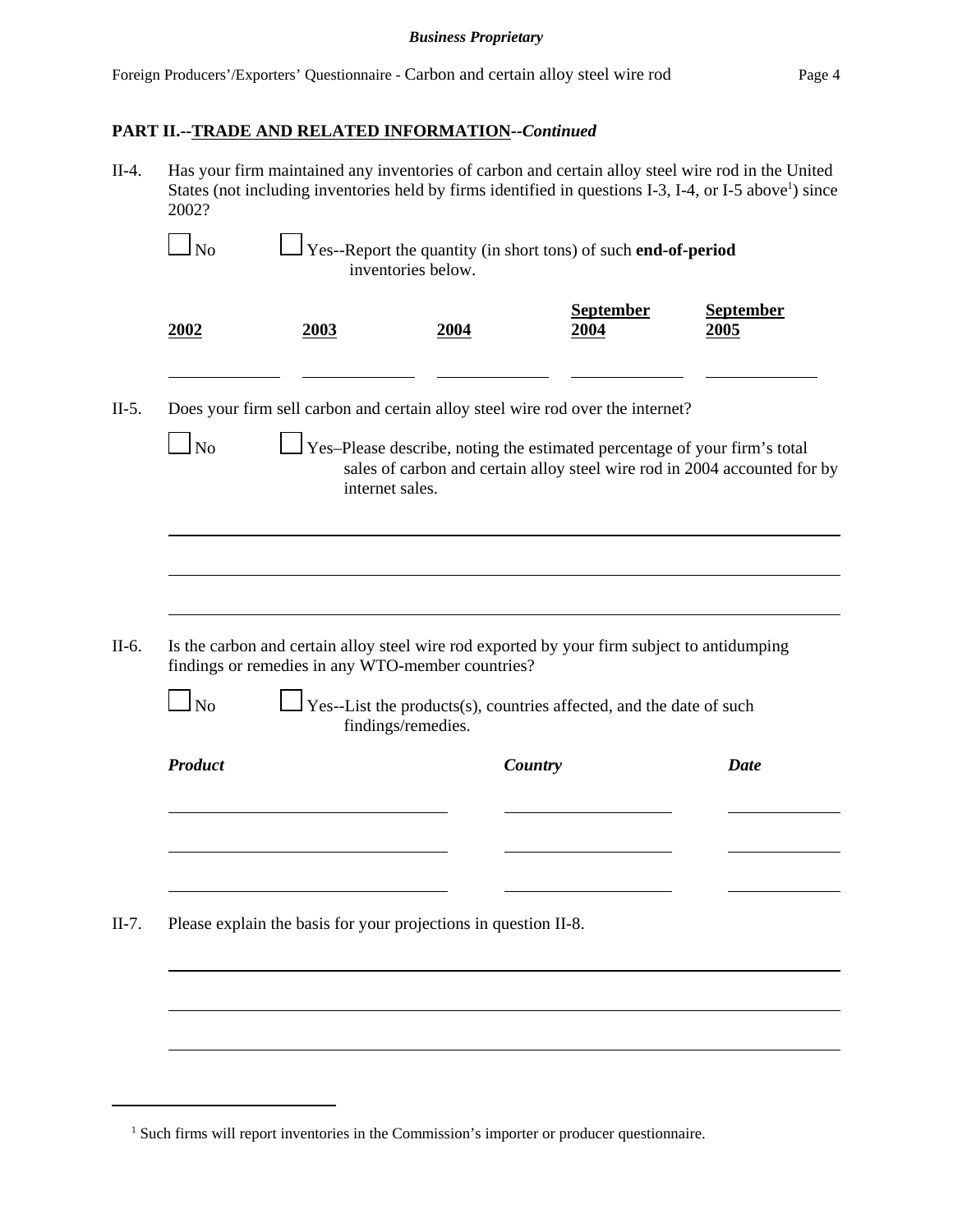**PART II.--TRADE AND RELATED INFORMATION--*Continued***

II-4. Has your firm maintained any inventories of carbon and certain alloy steel wire rod in the United States (not including inventories held by firms identified in questions I-3, I-4, or I-5 above[1]) since 2002?

☐ No ☐ Yes--Report the quantity (in short tons) of such **end-of-period** inventories below.

| 2002 | 2003 | 2004 | September 2004 | September 2005 |
|---|---|---|---|---|
| | | | | |

II-5. Does your firm sell carbon and certain alloy steel wire rod over the internet?

☐ No ☐ Yes–Please describe, noting the estimated percentage of your firm's total sales of carbon and certain alloy steel wire rod in 2004 accounted for by internet sales.

II-6. Is the carbon and certain alloy steel wire rod exported by your firm subject to antidumping findings or remedies in any WTO-member countries?

☐ No ☐ Yes--List the products(s), countries affected, and the date of such findings/remedies.

| *Product* | *Country* | *Date* |
|---|---|---|
| | | |
| | | |
| | | |

II-7. Please explain the basis for your projections in question II-8.

[1] Such firms will report inventories in the Commission's importer or producer questionnaire.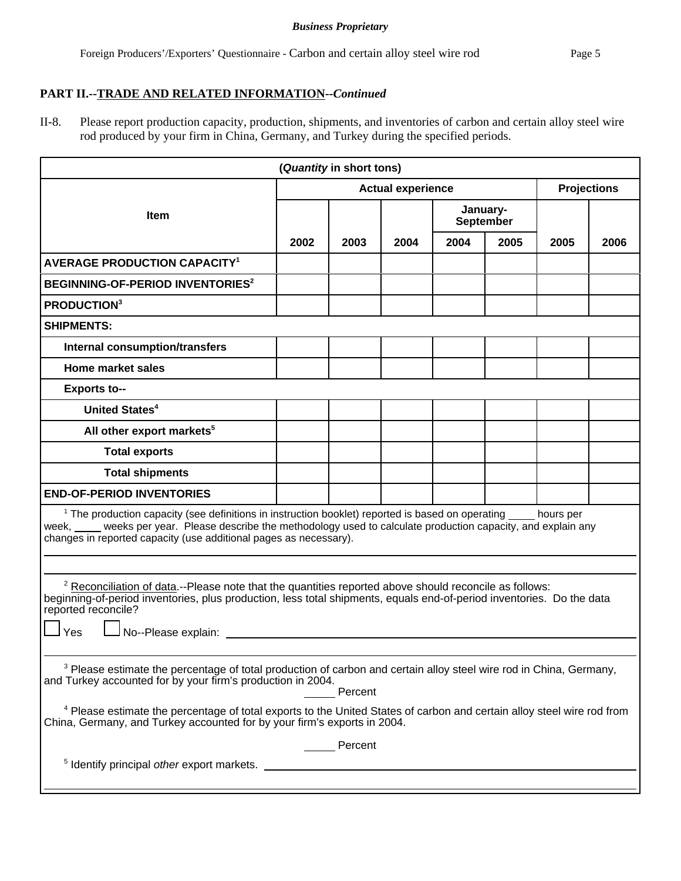## PART II.--TRADE AND RELATED INFORMATION--*Continued*

II-8. Please report production capacity, production, shipments, and inventories of carbon and certain alloy steel wire rod produced by your firm in China, Germany, and Turkey during the specified periods.

| (*Quantity* in short tons) | | | | | | | |
|---|---|---|---|---|---|---|---|
| Item | Actual experience | | | | | Projections | |
| | | | | January-September | | | |
| | 2002 | 2003 | 2004 | 2004 | 2005 | 2005 | 2006 |
| **AVERAGE PRODUCTION CAPACITY[1]** | | | | | | | |
| **BEGINNING-OF-PERIOD INVENTORIES[2]** | | | | | | | |
| **PRODUCTION[3]** | | | | | | | |
| **SHIPMENTS:** | | | | | | | |
| **Internal consumption/transfers** | | | | | | | |
| **Home market sales** | | | | | | | |
| **Exports to--** | | | | | | | |
| **United States[4]** | | | | | | | |
| **All other export markets[5]** | | | | | | | |
| **Total exports** | | | | | | | |
| **Total shipments** | | | | | | | |
| **END-OF-PERIOD INVENTORIES** | | | | | | | |

[1] The production capacity (see definitions in instruction booklet) reported is based on operating _____ hours per week, _____ weeks per year. Please describe the methodology used to calculate production capacity, and explain any changes in reported capacity (use additional pages as necessary).

______________________________________________________________________

______________________________________________________________________

[2] Reconciliation of data.--Please note that the quantities reported above should reconcile as follows: beginning-of-period inventories, plus production, less total shipments, equals end-of-period inventories. Do the data reported reconcile?

☐ Yes ☐ No--Please explain: ______________________________________________

______________________________________________________________________

[3] Please estimate the percentage of total production of carbon and certain alloy steel wire rod in China, Germany, and Turkey accounted for by your firm's production in 2004.

_____ Percent

[4] Please estimate the percentage of total exports to the United States of carbon and certain alloy steel wire rod from China, Germany, and Turkey accounted for by your firm's exports in 2004.

_____ Percent

[5] Identify principal *other* export markets. ______________________________________________

______________________________________________________________________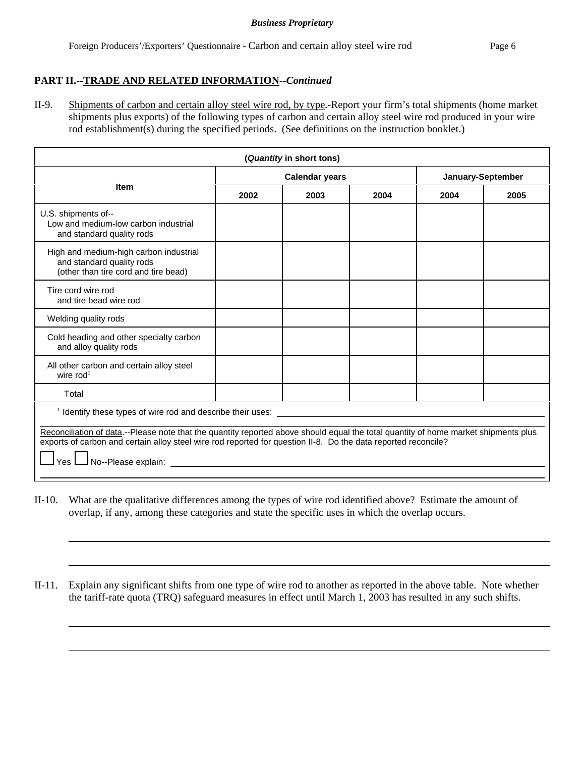## PART II.--TRADE AND RELATED INFORMATION--*Continued*

II-9. Shipments of carbon and certain alloy steel wire rod, by type.-Report your firm's total shipments (home market shipments plus exports) of the following types of carbon and certain alloy steel wire rod produced in your wire rod establishment(s) during the specified periods. (See definitions on the instruction booklet.)

| (*Quantity* in short tons) | | | | | |
|---|---|---|---|---|---|
| Item | Calendar years | | | January-September | |
| | 2002 | 2003 | 2004 | 2004 | 2005 |
| U.S. shipments of-- Low and medium-low carbon industrial and standard quality rods | | | | | |
| High and medium-high carbon industrial and standard quality rods (other than tire cord and tire bead) | | | | | |
| Tire cord wire rod and tire bead wire rod | | | | | |
| Welding quality rods | | | | | |
| Cold heading and other specialty carbon and alloy quality rods | | | | | |
| All other carbon and certain alloy steel wire rod[1] | | | | | |
| Total | | | | | |

[1] Identify these types of wire rod and describe their uses: ______

Reconciliation of data.--Please note that the quantity reported above should equal the total quantity of home market shipments plus exports of carbon and certain alloy steel wire rod reported for question II-8. Do the data reported reconcile?

☐ Yes ☐ No--Please explain: ______

II-10. What are the qualitative differences among the types of wire rod identified above? Estimate the amount of overlap, if any, among these categories and state the specific uses in which the overlap occurs.

______

______

II-11. Explain any significant shifts from one type of wire rod to another as reported in the above table. Note whether the tariff-rate quota (TRQ) safeguard measures in effect until March 1, 2003 has resulted in any such shifts.

______

______